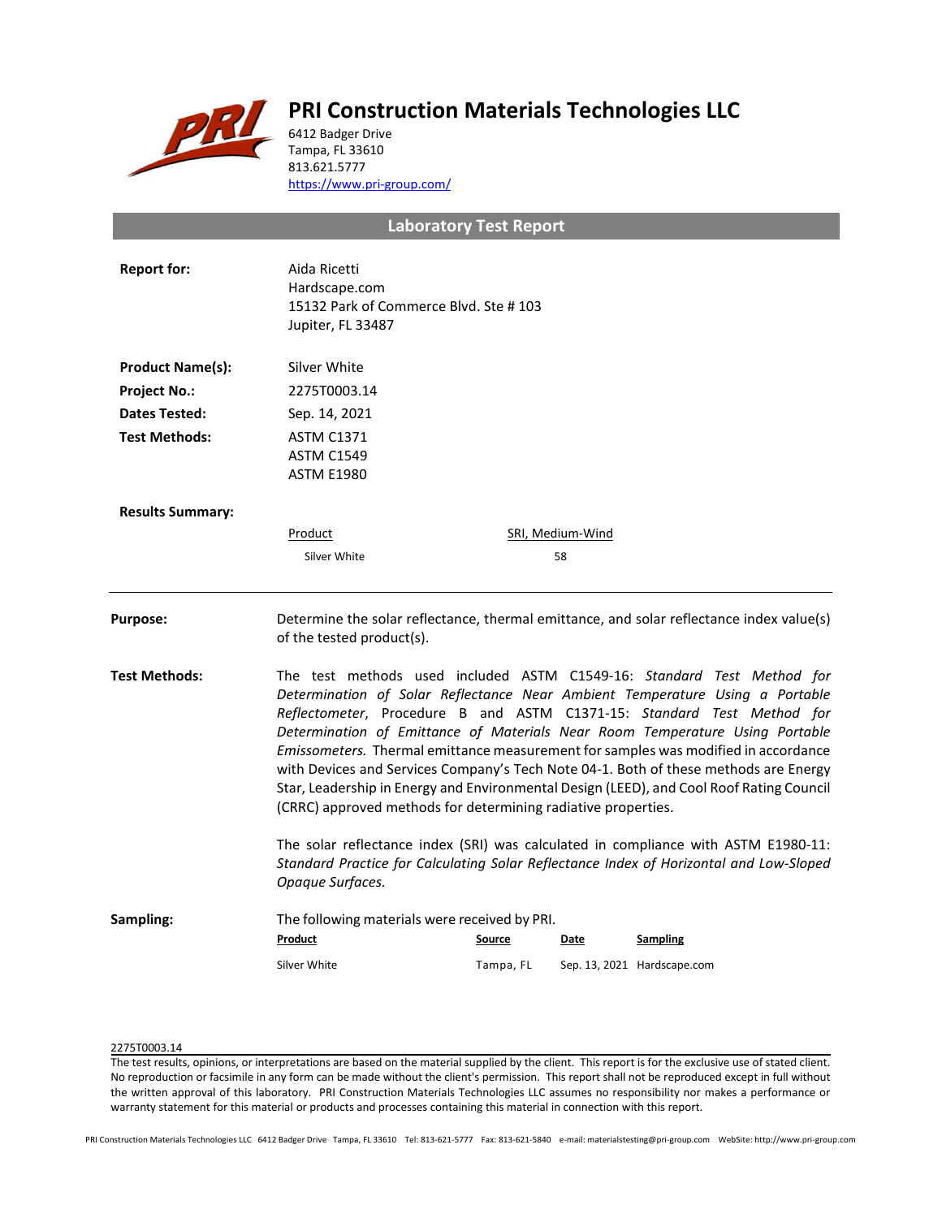# PRI Construction Materials Technologies LLC

6412 Badger Drive
Tampa, FL 33610
813.621.5777
https://www.pri-group.com/

## Laboratory Test Report

**Report for:** Aida Ricetti
Hardscape.com
15132 Park of Commerce Blvd. Ste # 103
Jupiter, FL 33487

**Product Name(s):** Silver White

**Project No.:** 2275T0003.14

**Dates Tested:** Sep. 14, 2021

**Test Methods:** ASTM C1371
ASTM C1549
ASTM E1980

**Results Summary:**

| Product | SRI, Medium-Wind |
|---|---|
| Silver White | 58 |

---

**Purpose:** Determine the solar reflectance, thermal emittance, and solar reflectance index value(s) of the tested product(s).

**Test Methods:** The test methods used included ASTM C1549-16: *Standard Test Method for Determination of Solar Reflectance Near Ambient Temperature Using a Portable Reflectometer*, Procedure B and ASTM C1371-15: *Standard Test Method for Determination of Emittance of Materials Near Room Temperature Using Portable Emissometers.* Thermal emittance measurement for samples was modified in accordance with Devices and Services Company's Tech Note 04-1. Both of these methods are Energy Star, Leadership in Energy and Environmental Design (LEED), and Cool Roof Rating Council (CRRC) approved methods for determining radiative properties.

The solar reflectance index (SRI) was calculated in compliance with ASTM E1980-11: *Standard Practice for Calculating Solar Reflectance Index of Horizontal and Low-Sloped Opaque Surfaces.*

**Sampling:** The following materials were received by PRI.

| Product | Source | Date | Sampling |
|---|---|---|---|
| Silver White | Tampa, FL | Sep. 13, 2021 | Hardscape.com |

2275T0003.14

The test results, opinions, or interpretations are based on the material supplied by the client. This report is for the exclusive use of stated client. No reproduction or facsimile in any form can be made without the client's permission. This report shall not be reproduced except in full without the written approval of this laboratory. PRI Construction Materials Technologies LLC assumes no responsibility nor makes a performance or warranty statement for this material or products and processes containing this material in connection with this report.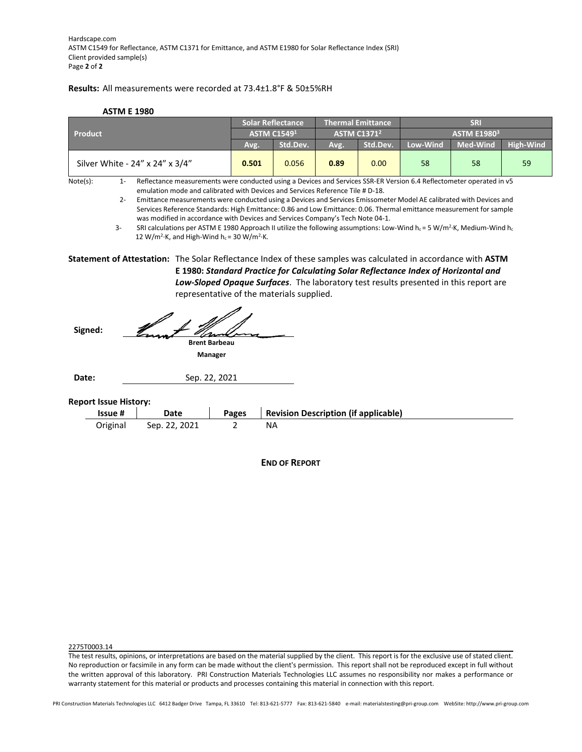**Results:** All measurements were recorded at 73.4±1.8°F & 50±5%RH

**ASTM E 1980**

| Product | Solar Reflectance ASTM C1549[1] | | Thermal Emittance ASTM C1371[2] | | SRI ASTM E1980[3] | | |
|---|---|---|---|---|---|---|---|
| | Avg. | Std.Dev. | Avg. | Std.Dev. | Low-Wind | Med-Wind | High-Wind |
| Silver White - 24" x 24" x 3/4" | **0.501** | 0.056 | **0.89** | 0.00 | 58 | 58 | 59 |

Note(s):

1- Reflectance measurements were conducted using a Devices and Services SSR-ER Version 6.4 Reflectometer operated in v5 emulation mode and calibrated with Devices and Services Reference Tile # D-18.

2- Emittance measurements were conducted using a Devices and Services Emissometer Model AE calibrated with Devices and Services Reference Standards: High Emittance: 0.86 and Low Emittance: 0.06. Thermal emittance measurement for sample was modified in accordance with Devices and Services Company's Tech Note 04-1.

3- SRI calculations per ASTM E 1980 Approach II utilize the following assumptions: Low-Wind $h_c = 5\ W/m^2 \cdot K$, Medium-Wind $h_c$ $12\ W/m^2 \cdot K$, and High-Wind $h_c = 30\ W/m^2 \cdot K$.

**Statement of Attestation:** The Solar Reflectance Index of these samples was calculated in accordance with **ASTM E 1980: *Standard Practice for Calculating Solar Reflectance Index of Horizontal and Low-Sloped Opaque Surfaces***. The laboratory test results presented in this report are representative of the materials supplied.

**Signed:**

**Brent Barbeau**
**Manager**

**Date:** Sep. 22, 2021

**Report Issue History:**

| Issue # | Date | Pages | Revision Description (if applicable) |
|---|---|---|---|
| Original | Sep. 22, 2021 | 2 | NA |

**END OF REPORT**

2275T0003.14

The test results, opinions, or interpretations are based on the material supplied by the client. This report is for the exclusive use of stated client. No reproduction or facsimile in any form can be made without the client's permission. This report shall not be reproduced except in full without the written approval of this laboratory. PRI Construction Materials Technologies LLC assumes no responsibility nor makes a performance or warranty statement for this material or products and processes containing this material in connection with this report.